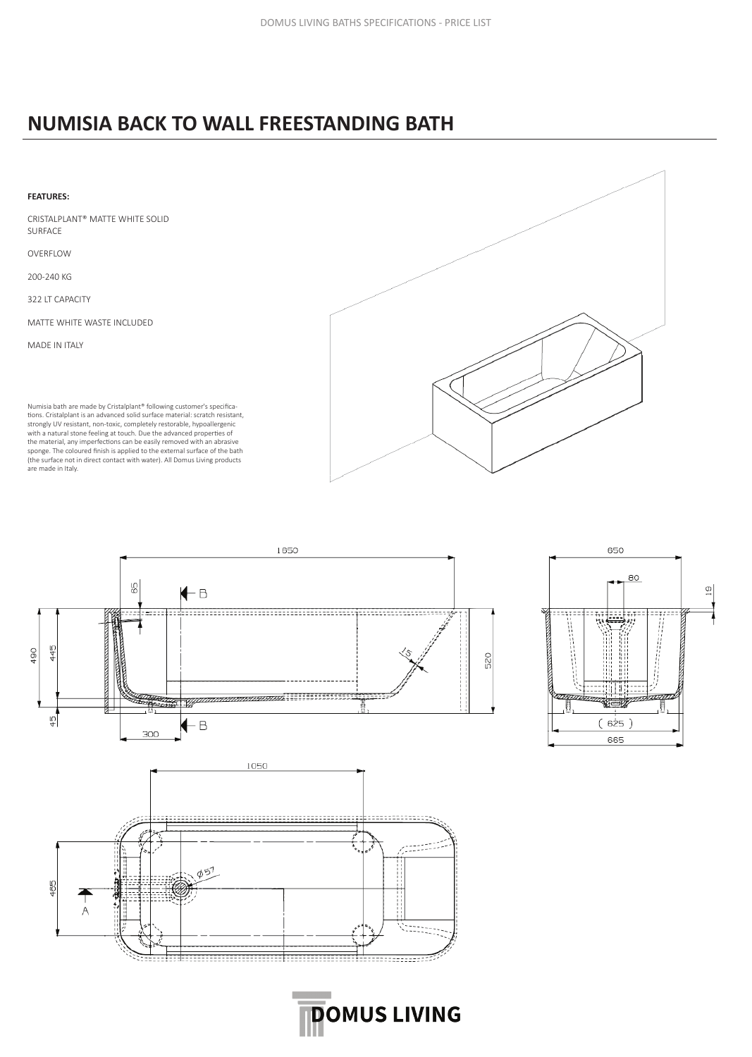# NUMISIA BACK TO WALL FREESTANDING BATH

**FEATURES:**

CRISTALPLANT® MATTE WHITE SOLID SURFACE

OVERFLOW

200-240 KG

322 LT CAPACITY

MATTE WHITE WASTE INCLUDED

MADE IN ITALY

Numisia bath are made by Cristalplant® following customer's specifications. Cristalplant is an advanced solid surface material: scratch resistant, strongly UV resistant, non-toxic, completely restorable, hypoallergenic with a natural stone feeling at touch. Due the advanced properties of the material, any imperfections can be easily removed with an abrasive sponge. The coloured finish is applied to the external surface of the bath (the surface not in direct contact with water). All Domus Living products are made in Italy.

1650

65

490

445

45

300

15

520

650

80

19

(625)

665

1050

465

Ø57

A

B

DOMUS LIVING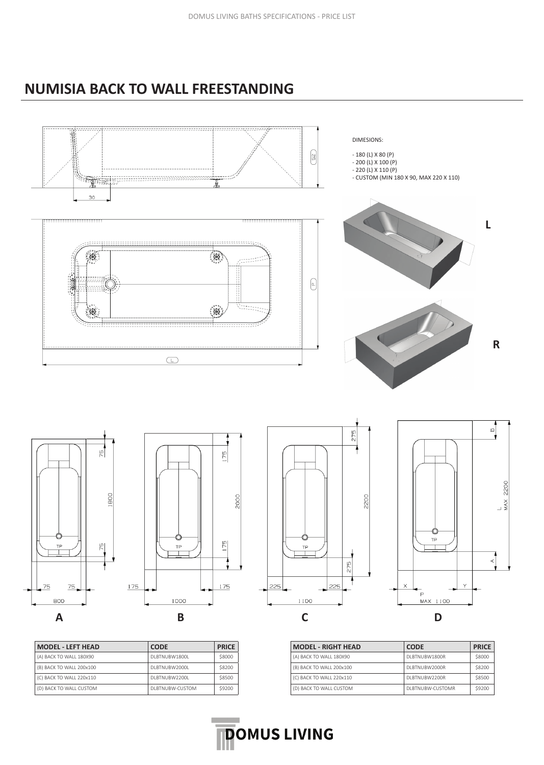## NUMISIA BACK TO WALL FREESTANDING

DIMESIONS:

- 180 (L) X 80 (P)
- 200 (L) X 100 (P)
- 220 (L) X 110 (P)
- CUSTOM (MIN 180 X 90, MAX 220 X 110)

L

R

A

B

C

D

| MODEL - LEFT HEAD | CODE | PRICE |
|---|---|---|
| (A) BACK TO WALL 180X90 | DLBTNUBW1800L | $8000 |
| (B) BACK TO WALL 200x100 | DLBTNUBW2000L | $8200 |
| (C) BACK TO WALL 220x110 | DLBTNUBW2200L | $8500 |
| (D) BACK TO WALL CUSTOM | DLBTNUBW-CUSTOM | $9200 |

| MODEL - RIGHT HEAD | CODE | PRICE |
|---|---|---|
| (A) BACK TO WALL 180X90 | DLBTNUBW1800R | $8000 |
| (B) BACK TO WALL 200x100 | DLBTNUBW2000R | $8200 |
| (C) BACK TO WALL 220x110 | DLBTNUBW2200R | $8500 |
| (D) BACK TO WALL CUSTOM | DLBTNUBW-CUSTOMR | $9200 |

DOMUS LIVING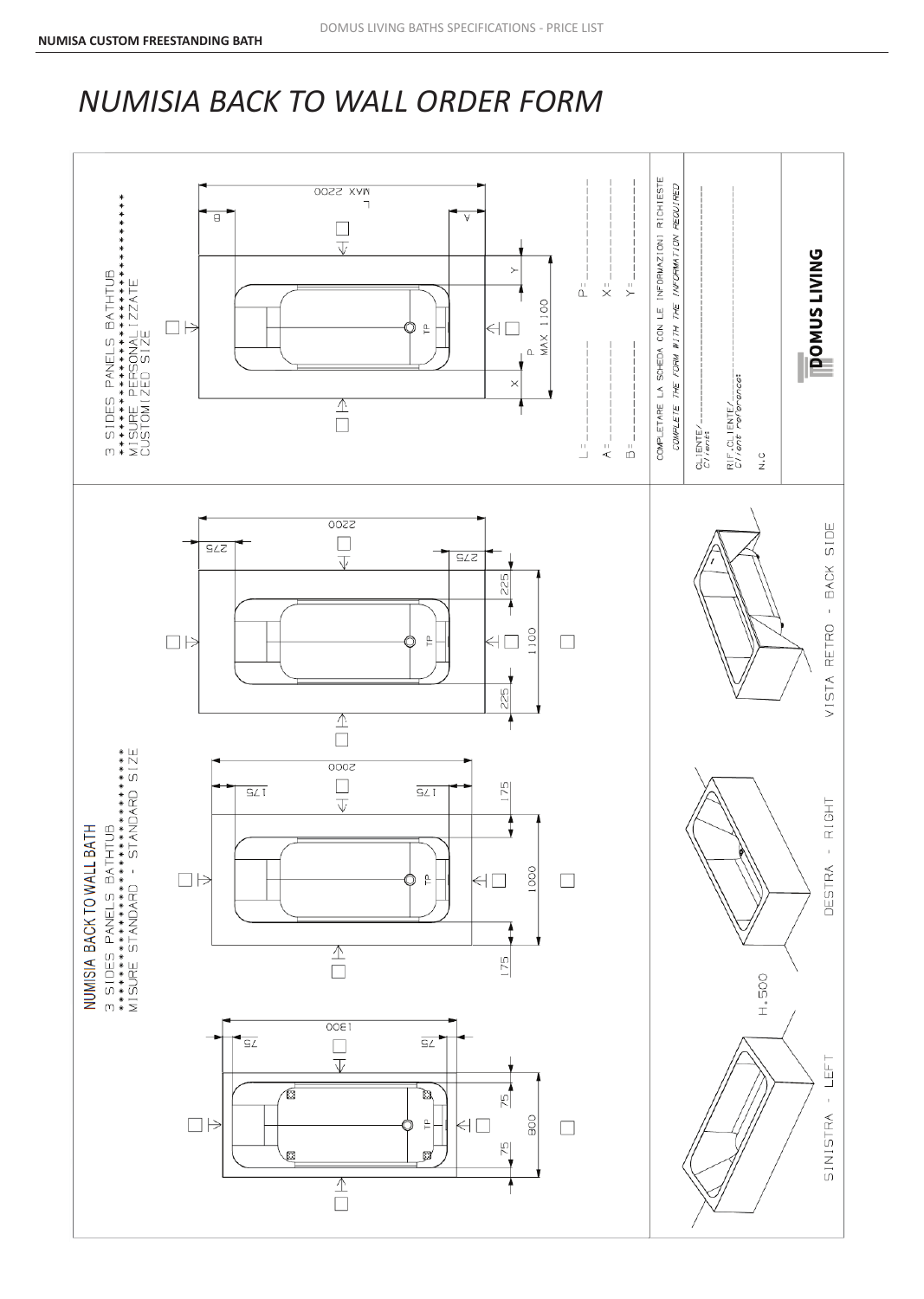# NUMISIA BACK TO WALL ORDER FORM

NUMISIA BACK TO WALL BATH

3 SIDES PANELS BATHTUB

MISURE STANDARD - STANDARD SIZE

1300

75

75

75

75

800

TP

2000

175

175

175

175

1000

TP

2200

275

275

225

225

1100

TP

H.500

SINISTRA - LEFT

DESTRA - RIGHT

VISTA RETRO - BACK SIDE

3 SIDES PANELS BATHTUB

MISURE PERSONALIZZATE

CUSTOMIZED SIZE

MAX 2200

L

B

A

X

P

MAX 1100

Y

TP

L=

A=

B=

P=

X=

Y=

COMPLETARE LA SCHEDA CON LE INFORMAZIONI RICHIESTE

COMPLETE THE FORM WITH THE INFORMATION REQUIRED

CLIENTE/
Client

RIF.CLIENTE/
Client reference

N.C

DOMUS LIVING